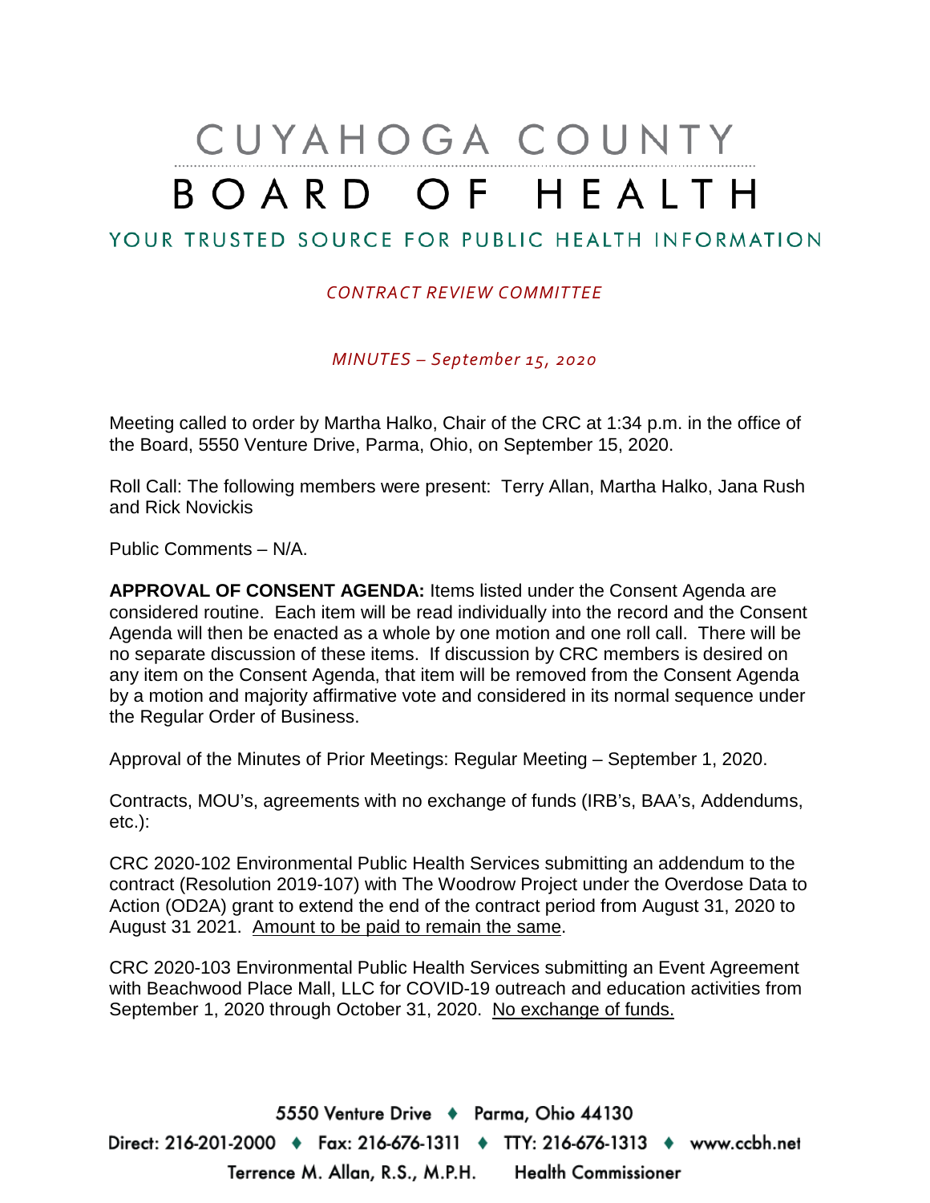# CUYAHOGA COUNTY BOARD OF HEALTH

## YOUR TRUSTED SOURCE FOR PUBLIC HEALTH INFORMATION

*CONTRACT REVIEW COMMITTEE*

*MINUTES – September 15, 2020*

Meeting called to order by Martha Halko, Chair of the CRC at 1:34 p.m. in the office of the Board, 5550 Venture Drive, Parma, Ohio, on September 15, 2020.

Roll Call: The following members were present: Terry Allan, Martha Halko, Jana Rush and Rick Novickis

Public Comments – N/A.

**APPROVAL OF CONSENT AGENDA:** Items listed under the Consent Agenda are considered routine. Each item will be read individually into the record and the Consent Agenda will then be enacted as a whole by one motion and one roll call. There will be no separate discussion of these items. If discussion by CRC members is desired on any item on the Consent Agenda, that item will be removed from the Consent Agenda by a motion and majority affirmative vote and considered in its normal sequence under the Regular Order of Business.

Approval of the Minutes of Prior Meetings: Regular Meeting – September 1, 2020.

Contracts, MOU's, agreements with no exchange of funds (IRB's, BAA's, Addendums, etc.):

CRC 2020-102 Environmental Public Health Services submitting an addendum to the contract (Resolution 2019-107) with The Woodrow Project under the Overdose Data to Action (OD2A) grant to extend the end of the contract period from August 31, 2020 to August 31 2021. Amount to be paid to remain the same.

CRC 2020-103 Environmental Public Health Services submitting an Event Agreement with Beachwood Place Mall, LLC for COVID-19 outreach and education activities from September 1, 2020 through October 31, 2020. No exchange of funds.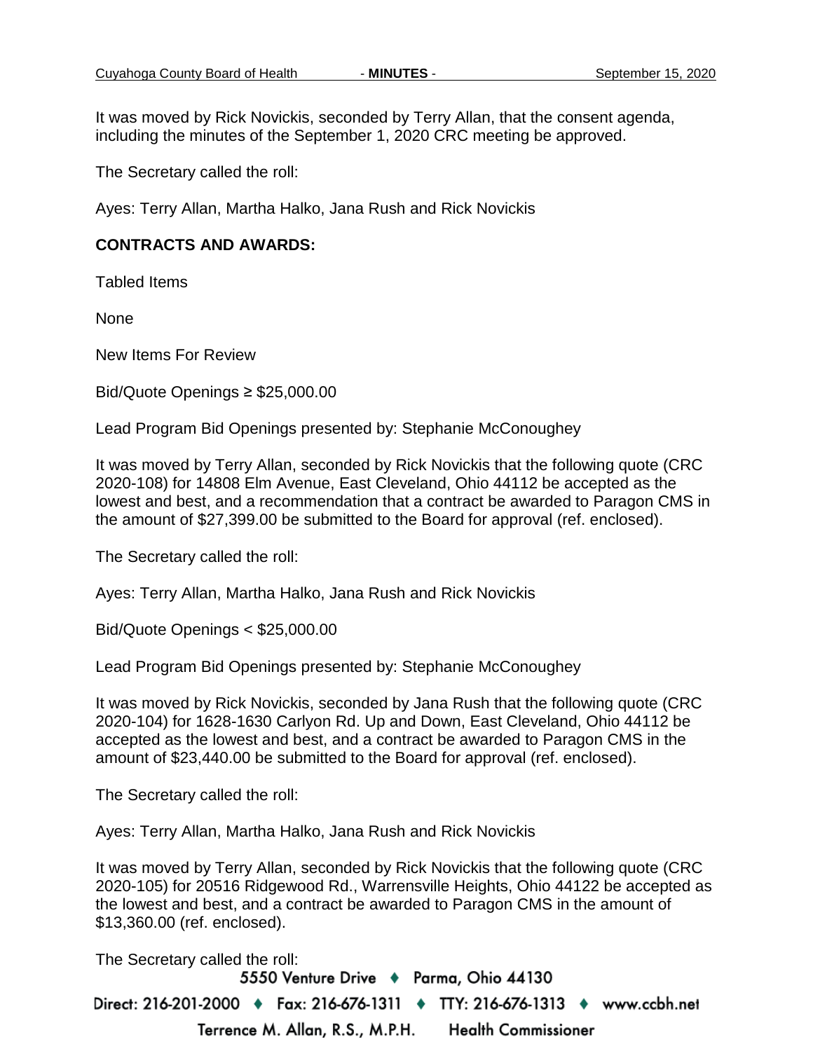It was moved by Rick Novickis, seconded by Terry Allan, that the consent agenda, including the minutes of the September 1, 2020 CRC meeting be approved.

The Secretary called the roll:

Ayes: Terry Allan, Martha Halko, Jana Rush and Rick Novickis

**CONTRACTS AND AWARDS:**

Tabled Items

None

New Items For Review

Bid/Quote Openings ≥ $25,000.00

Lead Program Bid Openings presented by: Stephanie McConoughey

It was moved by Terry Allan, seconded by Rick Novickis that the following quote (CRC 2020-108) for 14808 Elm Avenue, East Cleveland, Ohio 44112 be accepted as the lowest and best, and a recommendation that a contract be awarded to Paragon CMS in the amount of $27,399.00 be submitted to the Board for approval (ref. enclosed).

The Secretary called the roll:

Ayes: Terry Allan, Martha Halko, Jana Rush and Rick Novickis

Bid/Quote Openings < $25,000.00

Lead Program Bid Openings presented by: Stephanie McConoughey

It was moved by Rick Novickis, seconded by Jana Rush that the following quote (CRC 2020-104) for 1628-1630 Carlyon Rd. Up and Down, East Cleveland, Ohio 44112 be accepted as the lowest and best, and a contract be awarded to Paragon CMS in the amount of $23,440.00 be submitted to the Board for approval (ref. enclosed).

The Secretary called the roll:

Ayes: Terry Allan, Martha Halko, Jana Rush and Rick Novickis

It was moved by Terry Allan, seconded by Rick Novickis that the following quote (CRC 2020-105) for 20516 Ridgewood Rd., Warrensville Heights, Ohio 44122 be accepted as the lowest and best, and a contract be awarded to Paragon CMS in the amount of $13,360.00 (ref. enclosed).

The Secretary called the roll: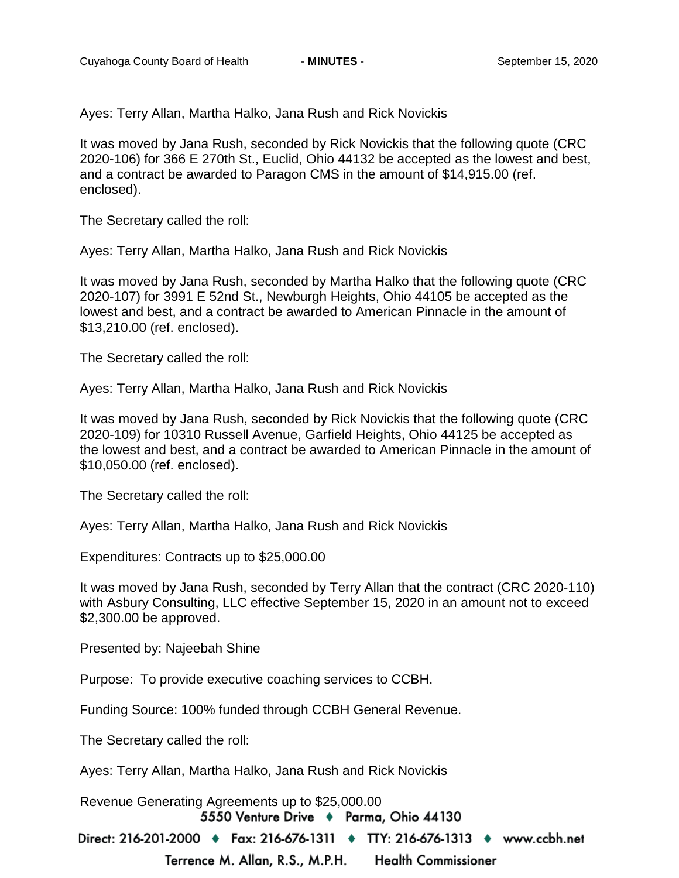Ayes: Terry Allan, Martha Halko, Jana Rush and Rick Novickis

It was moved by Jana Rush, seconded by Rick Novickis that the following quote (CRC 2020-106) for 366 E 270th St., Euclid, Ohio 44132 be accepted as the lowest and best, and a contract be awarded to Paragon CMS in the amount of $14,915.00 (ref. enclosed).

The Secretary called the roll:

Ayes: Terry Allan, Martha Halko, Jana Rush and Rick Novickis

It was moved by Jana Rush, seconded by Martha Halko that the following quote (CRC 2020-107) for 3991 E 52nd St., Newburgh Heights, Ohio 44105 be accepted as the lowest and best, and a contract be awarded to American Pinnacle in the amount of $13,210.00 (ref. enclosed).

The Secretary called the roll:

Ayes: Terry Allan, Martha Halko, Jana Rush and Rick Novickis

It was moved by Jana Rush, seconded by Rick Novickis that the following quote (CRC 2020-109) for 10310 Russell Avenue, Garfield Heights, Ohio 44125 be accepted as the lowest and best, and a contract be awarded to American Pinnacle in the amount of $10,050.00 (ref. enclosed).

The Secretary called the roll:

Ayes: Terry Allan, Martha Halko, Jana Rush and Rick Novickis

Expenditures: Contracts up to $25,000.00

It was moved by Jana Rush, seconded by Terry Allan that the contract (CRC 2020-110) with Asbury Consulting, LLC effective September 15, 2020 in an amount not to exceed $2,300.00 be approved.

Presented by: Najeebah Shine

Purpose: To provide executive coaching services to CCBH.

Funding Source: 100% funded through CCBH General Revenue.

The Secretary called the roll:

Ayes: Terry Allan, Martha Halko, Jana Rush and Rick Novickis

Revenue Generating Agreements up to $25,000.00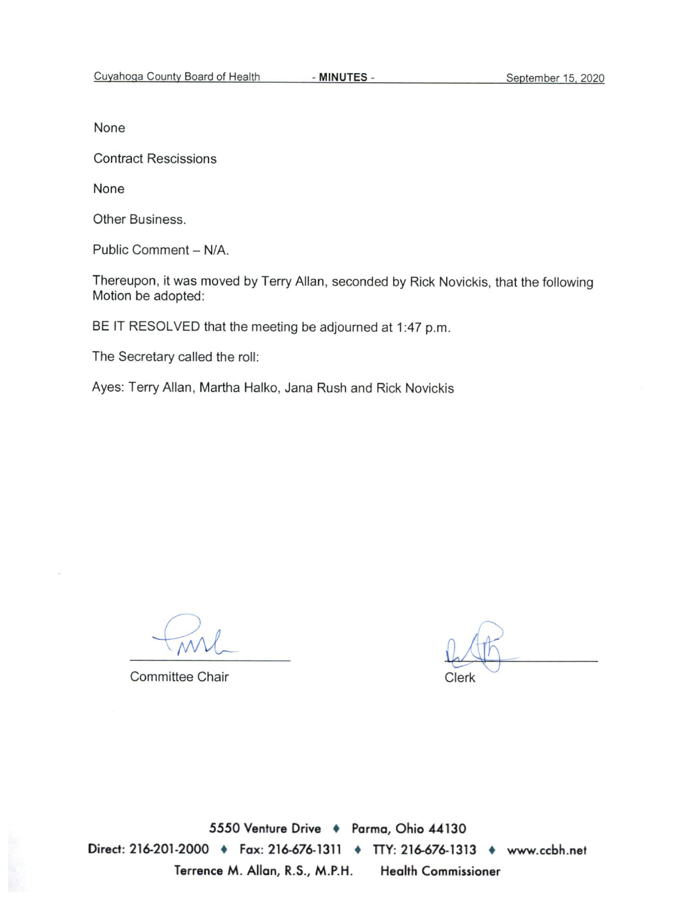None

Contract Rescissions

None

Other Business.

Public Comment – N/A.

Thereupon, it was moved by Terry Allan, seconded by Rick Novickis, that the following Motion be adopted:

BE IT RESOLVED that the meeting be adjourned at 1:47 p.m.

The Secretary called the roll:

Ayes: Terry Allan, Martha Halko, Jana Rush and Rick Novickis

Committee Chair

Clerk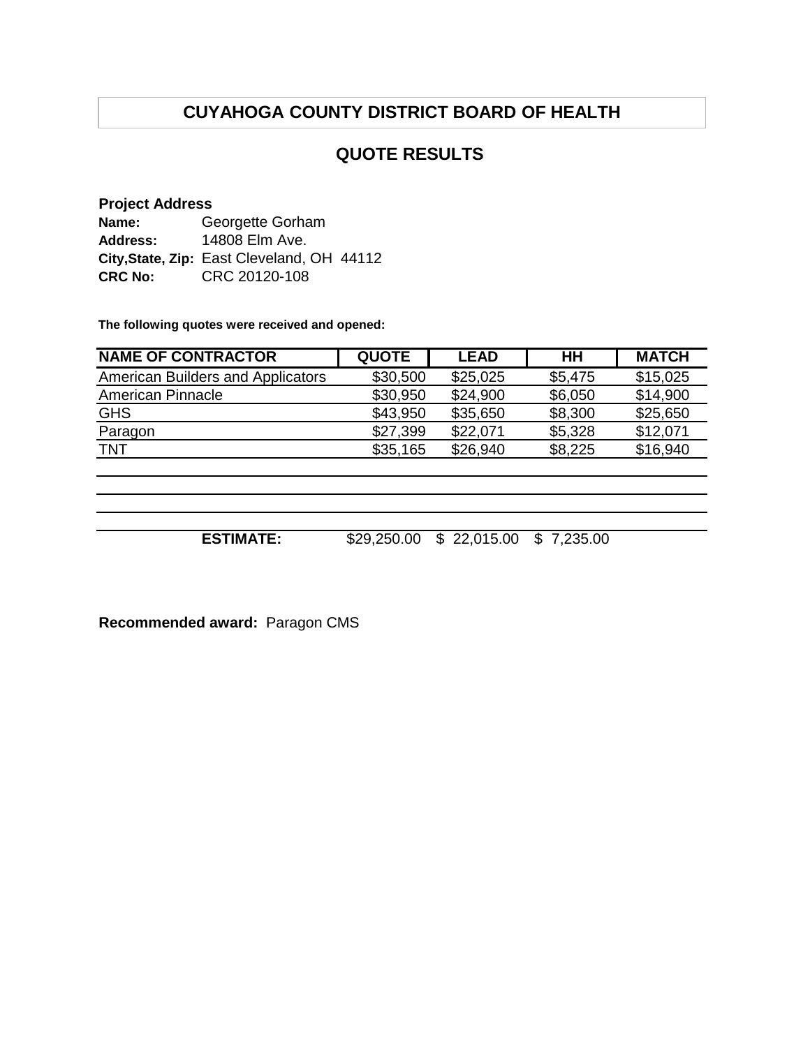# CUYAHOGA COUNTY DISTRICT BOARD OF HEALTH

## QUOTE RESULTS

**Project Address**
**Name:** Georgette Gorham
**Address:** 14808 Elm Ave.
**City,State, Zip:** East Cleveland, OH 44112
**CRC No:** CRC 20120-108

**The following quotes were received and opened:**

| NAME OF CONTRACTOR | QUOTE | LEAD | HH | MATCH |
|---|---|---|---|---|
| American Builders and Applicators | $30,500 | $25,025 | $5,475 | $15,025 |
| American Pinnacle | $30,950 | $24,900 | $6,050 | $14,900 |
| GHS | $43,950 | $35,650 | $8,300 | $25,650 |
| Paragon | $27,399 | $22,071 | $5,328 | $12,071 |
| TNT | $35,165 | $26,940 | $8,225 | $16,940 |
| | | | | |
| | | | | |
| | | | | |
| **ESTIMATE:** | $29,250.00 | $ 22,015.00 | $ 7,235.00 | |

**Recommended award:** Paragon CMS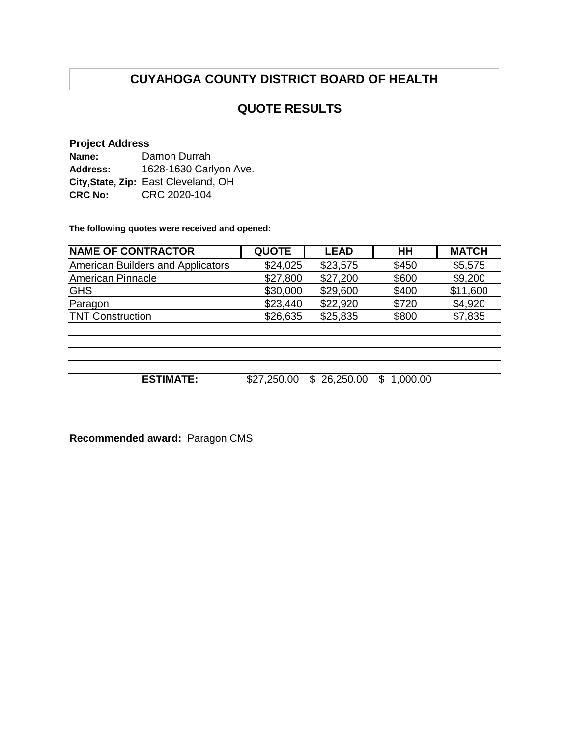# CUYAHOGA COUNTY DISTRICT BOARD OF HEALTH

## QUOTE RESULTS

**Project Address**

**Name:** Damon Durrah
**Address:** 1628-1630 Carlyon Ave.
**City,State, Zip:** East Cleveland, OH
**CRC No:** CRC 2020-104

**The following quotes were received and opened:**

| NAME OF CONTRACTOR | QUOTE | LEAD | HH | MATCH |
|---|---|---|---|---|
| American Builders and Applicators | $24,025 | $23,575 | $450 | $5,575 |
| American Pinnacle | $27,800 | $27,200 | $600 | $9,200 |
| GHS | $30,000 | $29,600 | $400 | $11,600 |
| Paragon | $23,440 | $22,920 | $720 | $4,920 |
| TNT Construction | $26,635 | $25,835 | $800 | $7,835 |
| | | | | |
| | | | | |
| | | | | |
| **ESTIMATE:** | $27,250.00 | $ 26,250.00 | $ 1,000.00 | |

**Recommended award:** Paragon CMS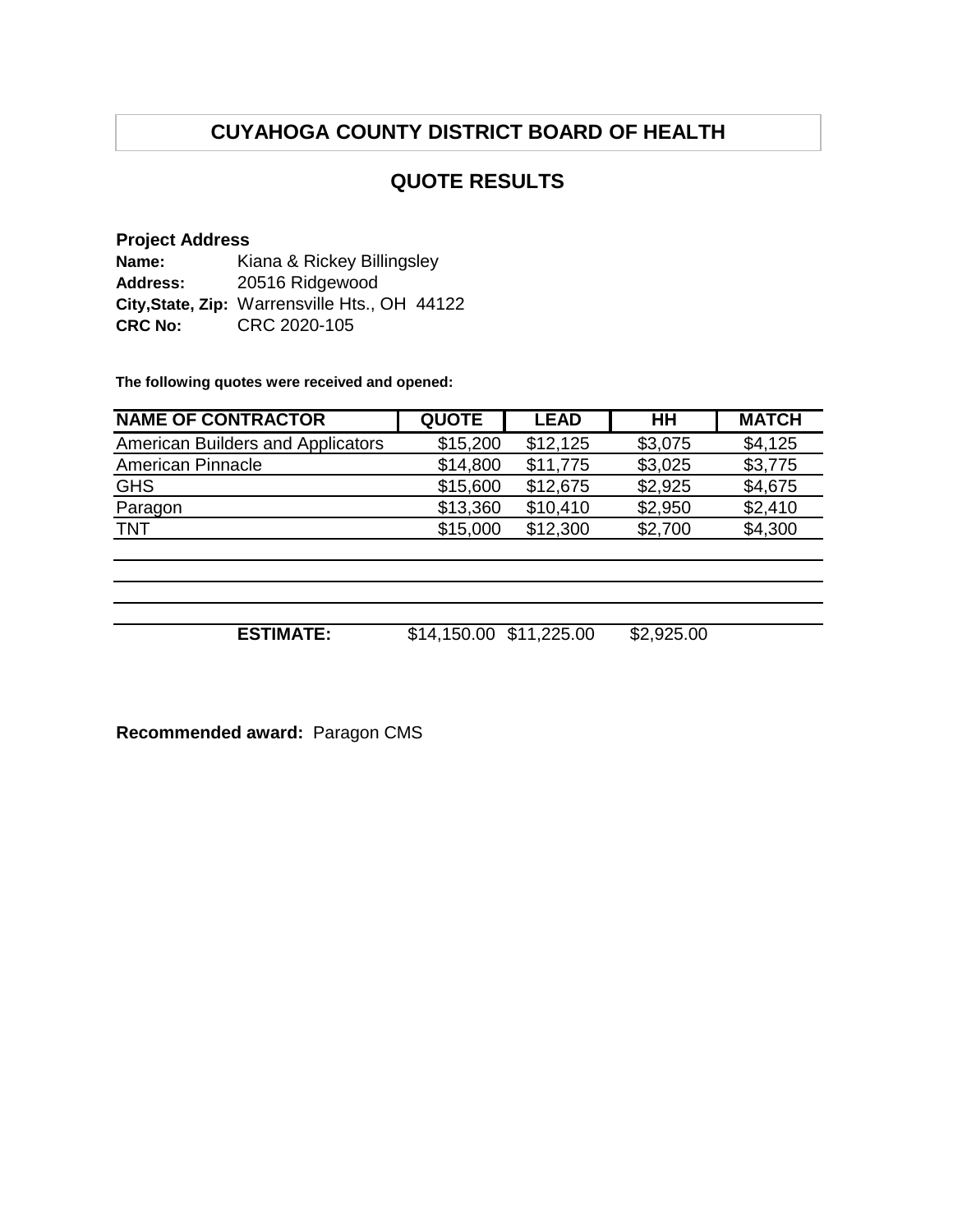# CUYAHOGA COUNTY DISTRICT BOARD OF HEALTH

## QUOTE RESULTS

**Project Address**
**Name:** Kiana & Rickey Billingsley
**Address:** 20516 Ridgewood
**City,State, Zip:** Warrensville Hts., OH 44122
**CRC No:** CRC 2020-105

**The following quotes were received and opened:**

| NAME OF CONTRACTOR | QUOTE | LEAD | HH | MATCH |
|---|---|---|---|---|
| American Builders and Applicators | $15,200 | $12,125 | $3,075 | $4,125 |
| American Pinnacle | $14,800 | $11,775 | $3,025 | $3,775 |
| GHS | $15,600 | $12,675 | $2,925 | $4,675 |
| Paragon | $13,360 | $10,410 | $2,950 | $2,410 |
| TNT | $15,000 | $12,300 | $2,700 | $4,300 |
| | | | | |
| | | | | |
| | | | | |
| **ESTIMATE:** | $14,150.00 | $11,225.00 | $2,925.00 | |

**Recommended award:** Paragon CMS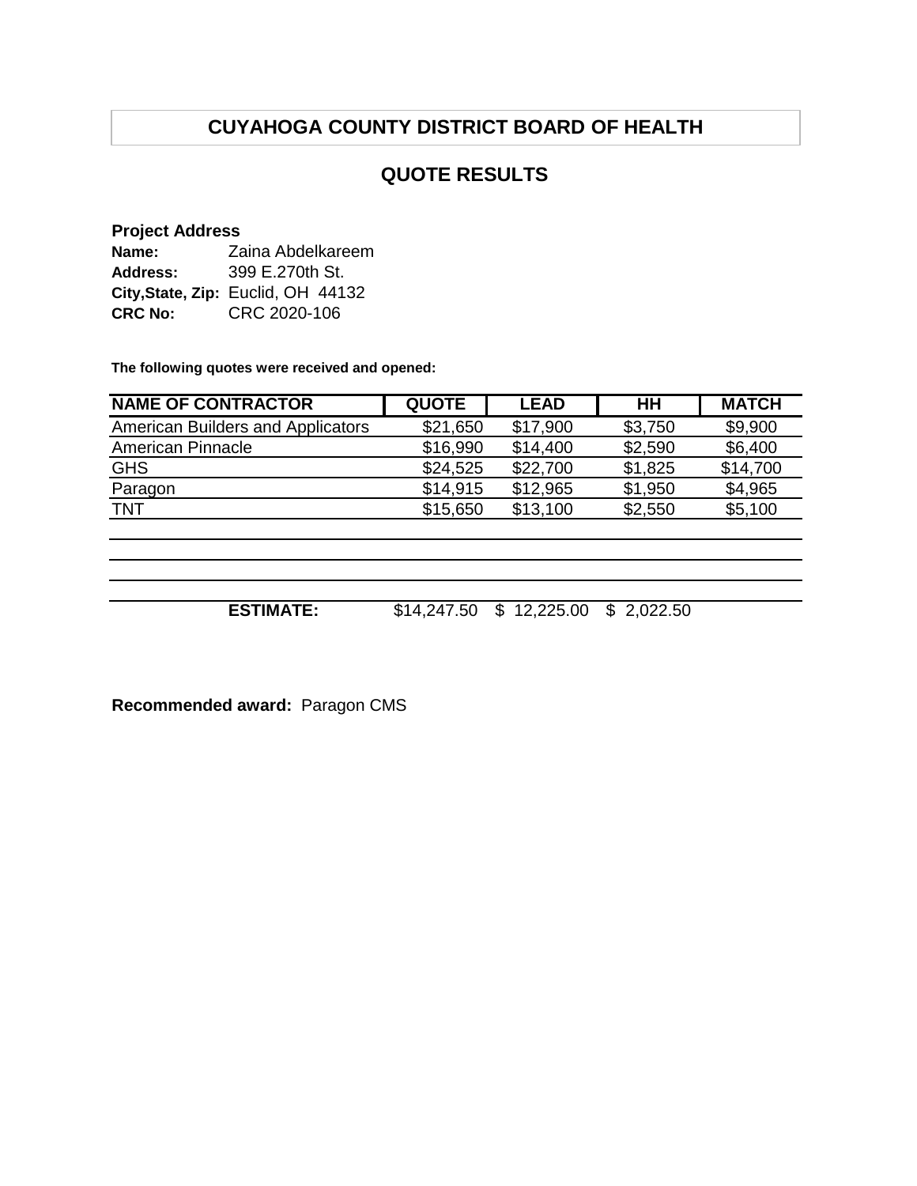# CUYAHOGA COUNTY DISTRICT BOARD OF HEALTH

## QUOTE RESULTS

**Project Address**

**Name:** Zaina Abdelkareem
**Address:** 399 E.270th St.
**City,State, Zip:** Euclid, OH 44132
**CRC No:** CRC 2020-106

**The following quotes were received and opened:**

| NAME OF CONTRACTOR | QUOTE | LEAD | HH | MATCH |
|---|---|---|---|---|
| American Builders and Applicators | $21,650 | $17,900 | $3,750 | $9,900 |
| American Pinnacle | $16,990 | $14,400 | $2,590 | $6,400 |
| GHS | $24,525 | $22,700 | $1,825 | $14,700 |
| Paragon | $14,915 | $12,965 | $1,950 | $4,965 |
| TNT | $15,650 | $13,100 | $2,550 | $5,100 |
| | | | | |
| | | | | |
| | | | | |
| **ESTIMATE:** | $14,247.50 | $ 12,225.00 | $ 2,022.50 | |

**Recommended award:** Paragon CMS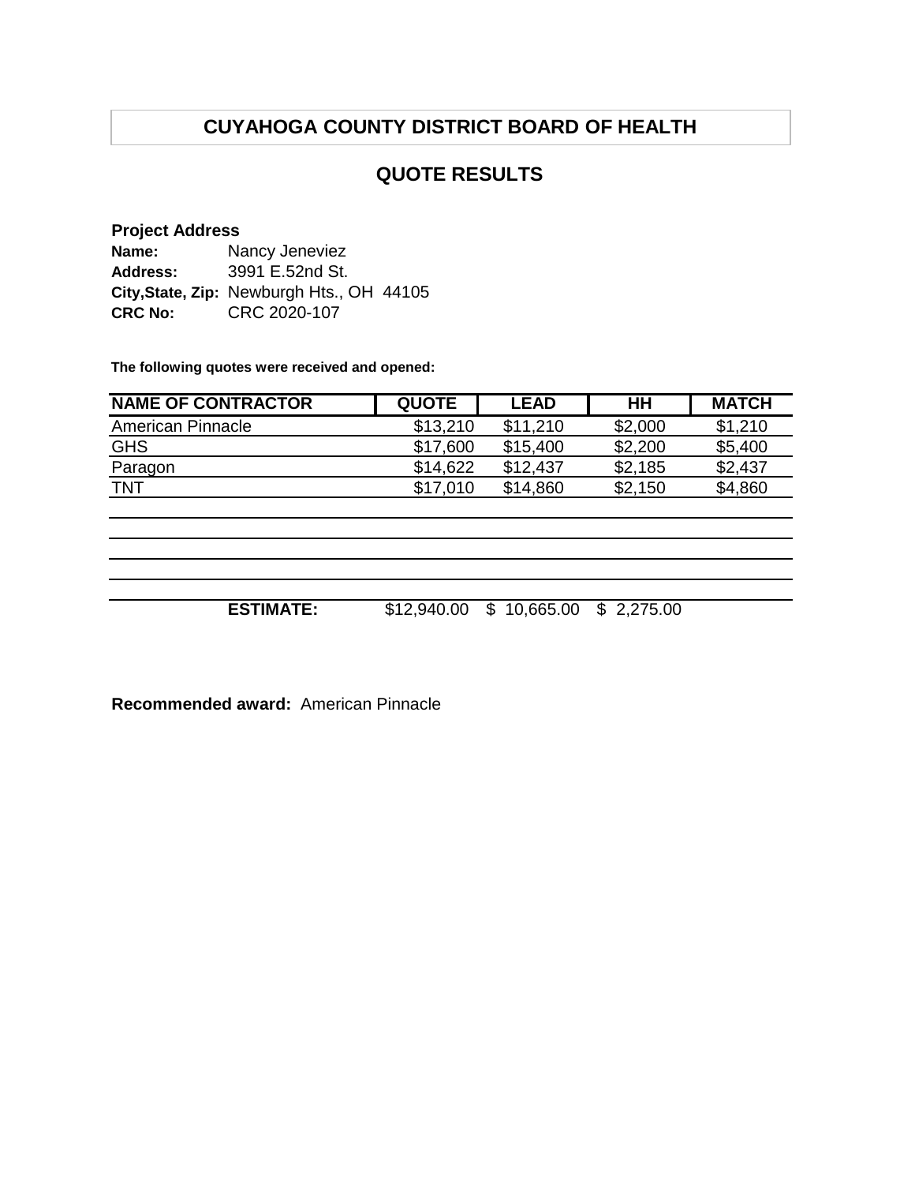# CUYAHOGA COUNTY DISTRICT BOARD OF HEALTH

## QUOTE RESULTS

**Project Address**

**Name:** Nancy Jeneviez
**Address:** 3991 E.52nd St.
**City,State, Zip:** Newburgh Hts., OH 44105
**CRC No:** CRC 2020-107

**The following quotes were received and opened:**

| NAME OF CONTRACTOR | QUOTE | LEAD | HH | MATCH |
|---|---|---|---|---|
| American Pinnacle | $13,210 | $11,210 | $2,000 | $1,210 |
| GHS | $17,600 | $15,400 | $2,200 | $5,400 |
| Paragon | $14,622 | $12,437 | $2,185 | $2,437 |
| TNT | $17,010 | $14,860 | $2,150 | $4,860 |
| | | | | |
| | | | | |
| | | | | |
| | | | | |
| **ESTIMATE:** | $12,940.00 | $ 10,665.00 | $ 2,275.00 | |

**Recommended award:** American Pinnacle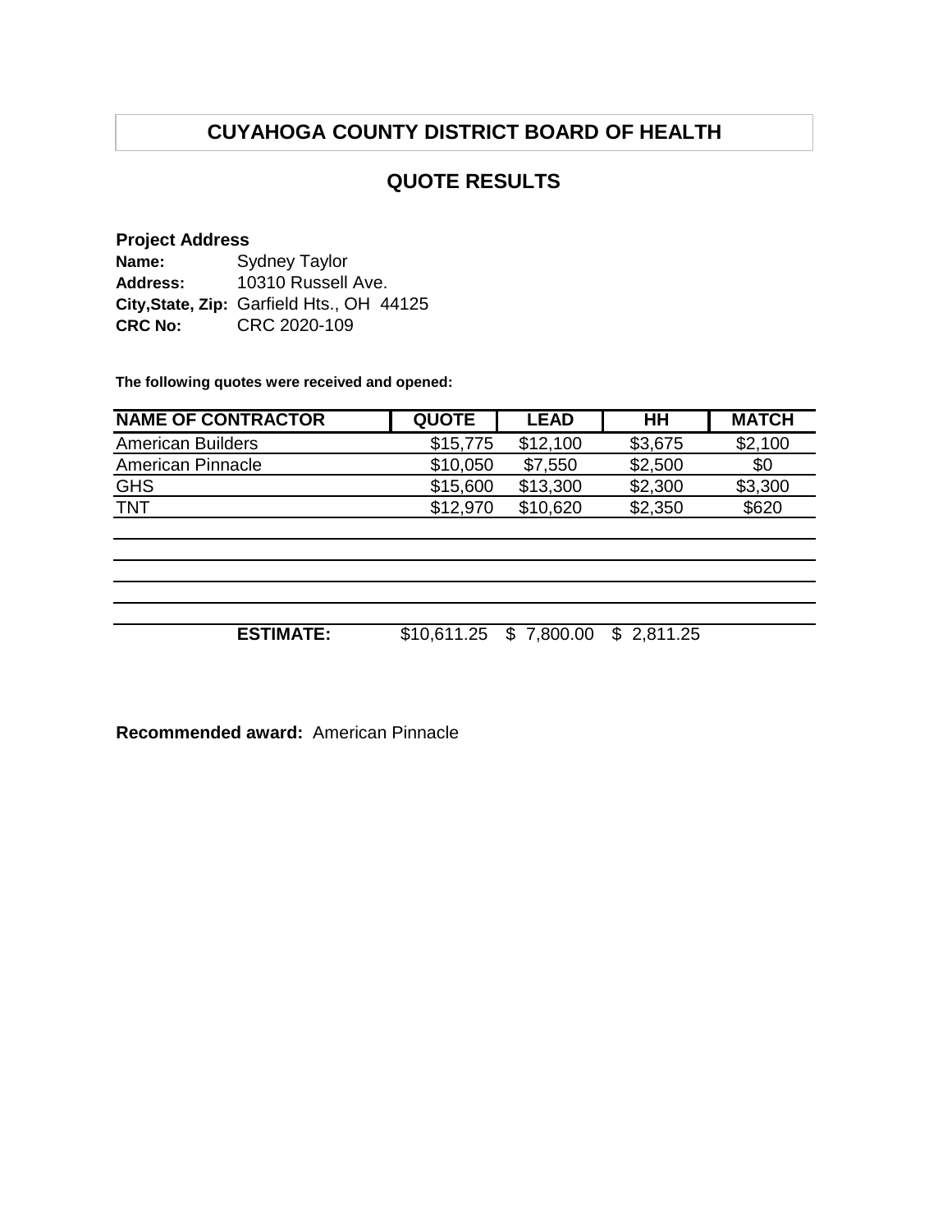# CUYAHOGA COUNTY DISTRICT BOARD OF HEALTH

## QUOTE RESULTS

**Project Address**
**Name:** Sydney Taylor
**Address:** 10310 Russell Ave.
**City,State, Zip:** Garfield Hts., OH 44125
**CRC No:** CRC 2020-109

**The following quotes were received and opened:**

| NAME OF CONTRACTOR | QUOTE | LEAD | HH | MATCH |
|---|---|---|---|---|
| American Builders | $15,775 | $12,100 | $3,675 | $2,100 |
| American Pinnacle | $10,050 | $7,550 | $2,500 | $0 |
| GHS | $15,600 | $13,300 | $2,300 | $3,300 |
| TNT | $12,970 | $10,620 | $2,350 | $620 |
| | | | | |
| | | | | |
| | | | | |
| | | | | |
| **ESTIMATE:** | $10,611.25 | $ 7,800.00 | $ 2,811.25 | |

**Recommended award:** American Pinnacle